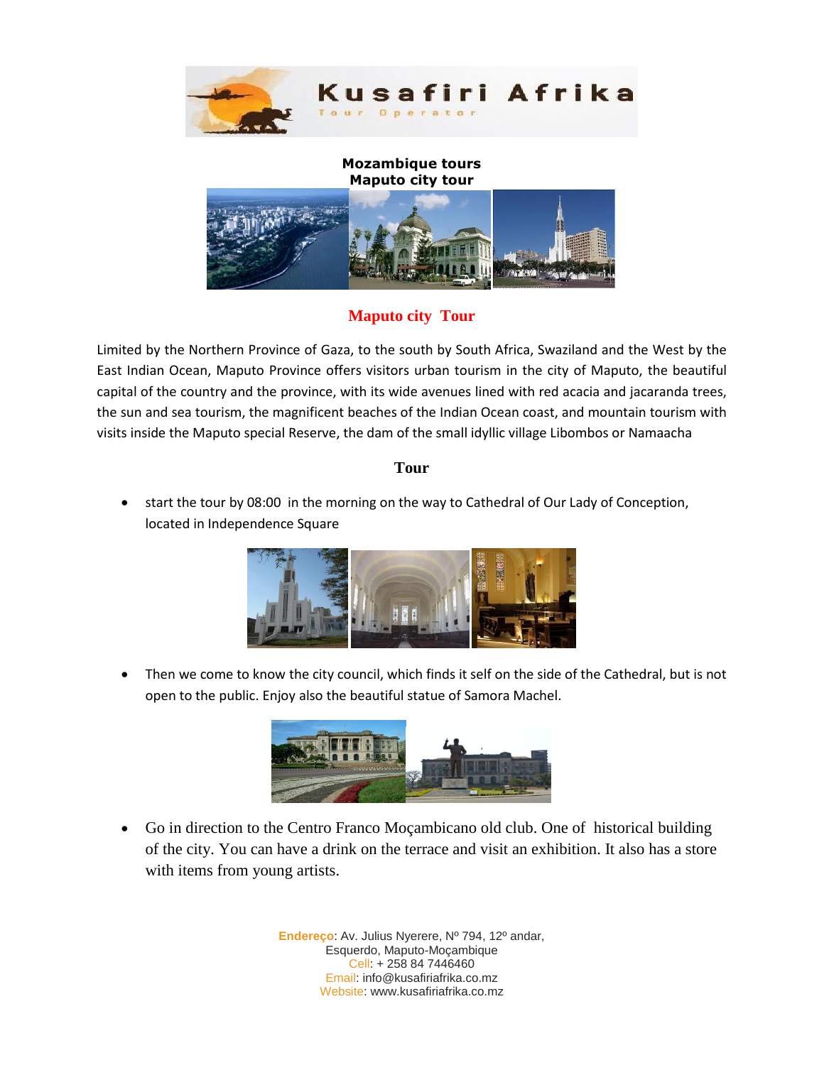**Kusafiri Afrika**
Tour Operator

**Mozambique tours**
**Maputo city tour**

## Maputo city Tour

Limited by the Northern Province of Gaza, to the south by South Africa, Swaziland and the West by the East Indian Ocean, Maputo Province offers visitors urban tourism in the city of Maputo, the beautiful capital of the country and the province, with its wide avenues lined with red acacia and jacaranda trees, the sun and sea tourism, the magnificent beaches of the Indian Ocean coast, and mountain tourism with visits inside the Maputo special Reserve, the dam of the small idyllic village Libombos or Namaacha

### Tour

- start the tour by 08:00 in the morning on the way to Cathedral of Our Lady of Conception, located in Independence Square

- Then we come to know the city council, which finds it self on the side of the Cathedral, but is not open to the public. Enjoy also the beautiful statue of Samora Machel.

- Go in direction to the Centro Franco Moçambicano old club. One of historical building of the city. You can have a drink on the terrace and visit an exhibition. It also has a store with items from young artists.

Endereço: Av. Julius Nyerere, Nº 794, 12º andar, Esquerdo, Maputo-Moçambique
Cell: + 258 84 7446460
Email: info@kusafiriafrika.co.mz
Website: www.kusafiriafrika.co.mz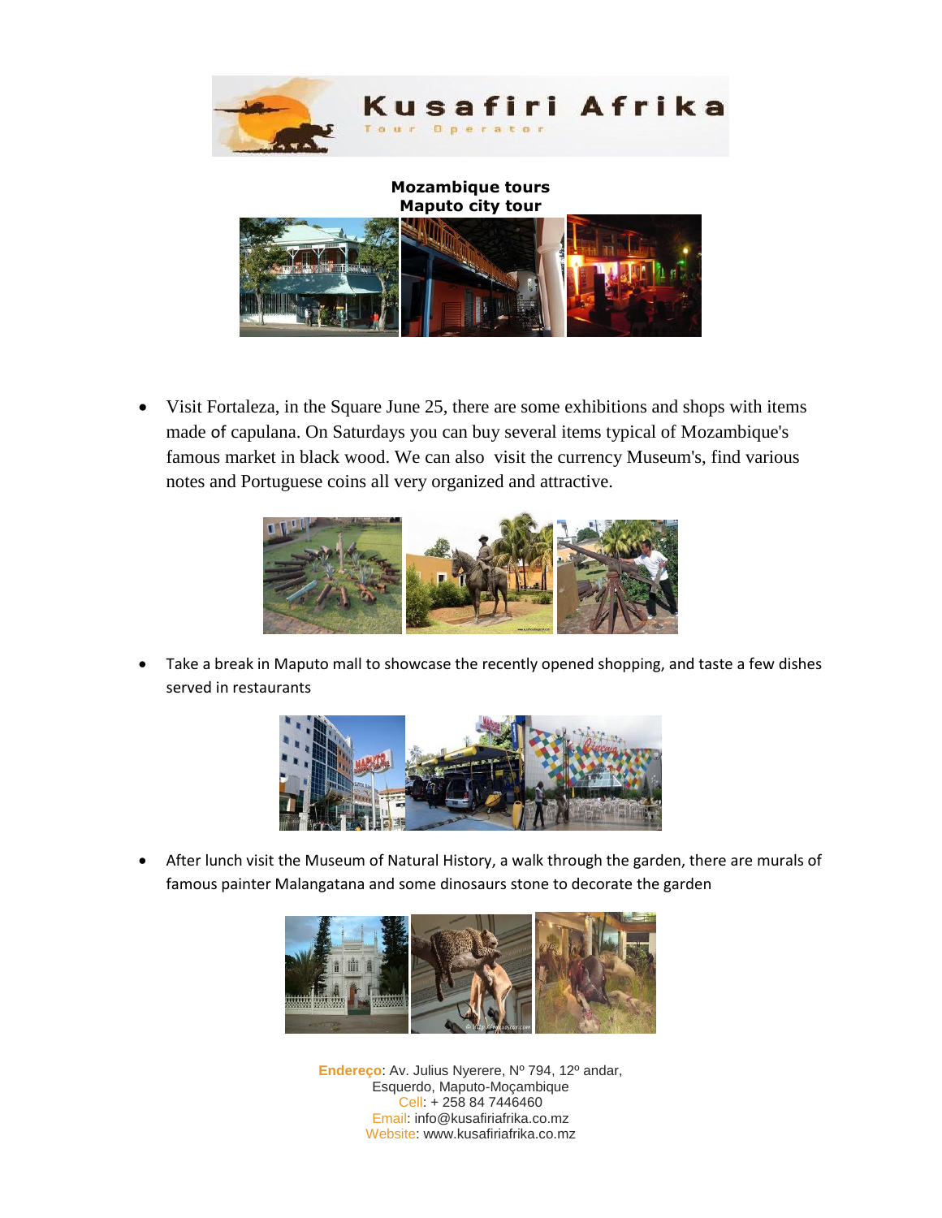**Kusafiri Afrika**
Tour Operator

**Mozambique tours**
**Maputo city tour**

- Visit Fortaleza, in the Square June 25, there are some exhibitions and shops with items made of capulana. On Saturdays you can buy several items typical of Mozambique's famous market in black wood. We can also visit the currency Museum's, find various notes and Portuguese coins all very organized and attractive.

- Take a break in Maputo mall to showcase the recently opened shopping, and taste a few dishes served in restaurants

- After lunch visit the Museum of Natural History, a walk through the garden, there are murals of famous painter Malangatana and some dinosaurs stone to decorate the garden

Endereço: Av. Julius Nyerere, Nº 794, 12º andar, Esquerdo, Maputo-Moçambique
Cell: + 258 84 7446460
Email: info@kusafiriafrika.co.mz
Website: www.kusafiriafrika.co.mz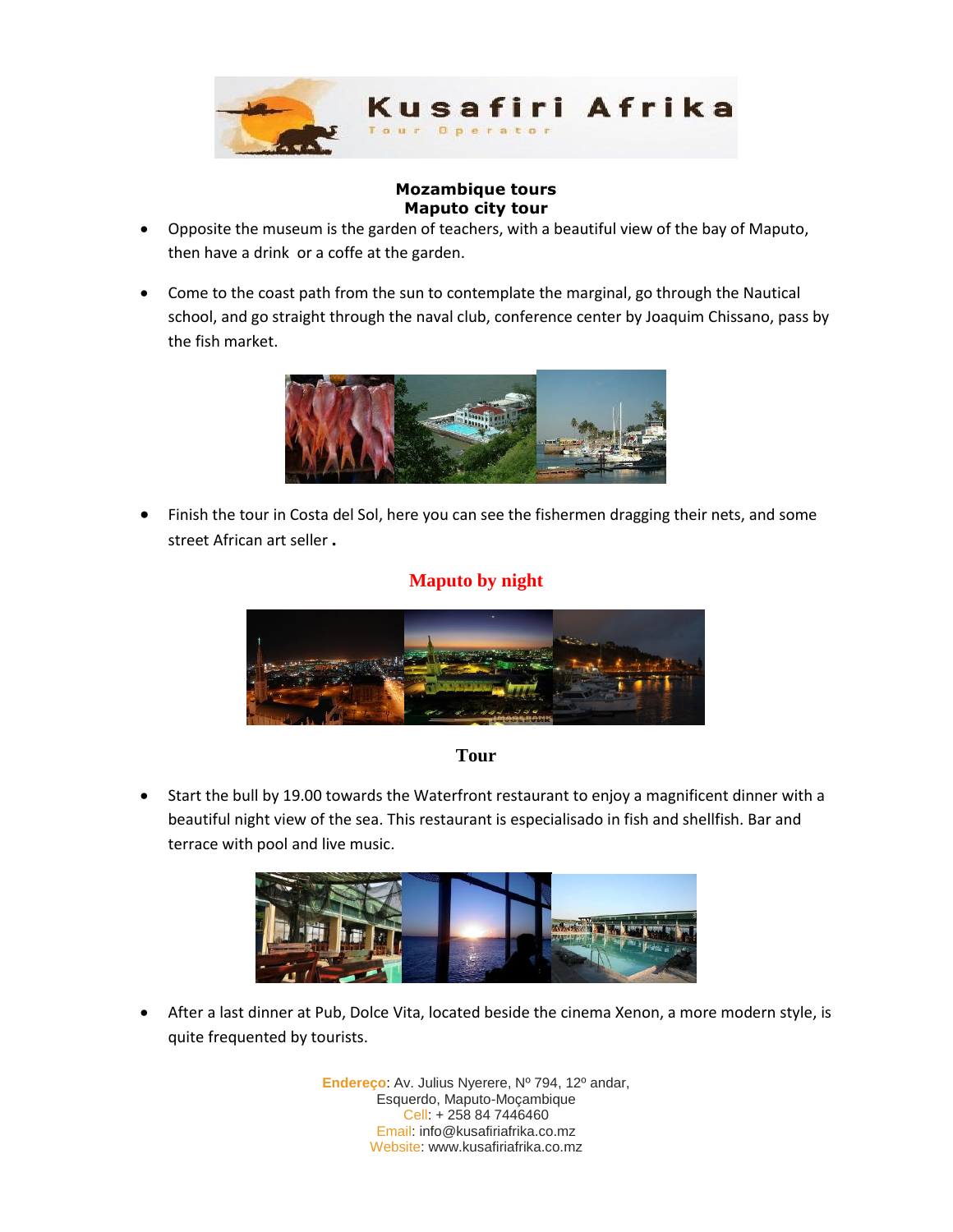Kusafiri Afrika
Tour Operator

**Mozambique tours**
**Maputo city tour**

- Opposite the museum is the garden of teachers, with a beautiful view of the bay of Maputo, then have a drink or a coffe at the garden.

- Come to the coast path from the sun to contemplate the marginal, go through the Nautical school, and go straight through the naval club, conference center by Joaquim Chissano, pass by the fish market.

- Finish the tour in Costa del Sol, here you can see the fishermen dragging their nets, and some street African art seller .

## Maputo by night

### Tour

- Start the bull by 19.00 towards the Waterfront restaurant to enjoy a magnificent dinner with a beautiful night view of the sea. This restaurant is especialisado in fish and shellfish. Bar and terrace with pool and live music.

- After a last dinner at Pub, Dolce Vita, located beside the cinema Xenon, a more modern style, is quite frequented by tourists.

Endereço: Av. Julius Nyerere, Nº 794, 12º andar,
Esquerdo, Maputo-Moçambique
Cell: + 258 84 7446460
Email: info@kusafiriafrika.co.mz
Website: www.kusafiriafrika.co.mz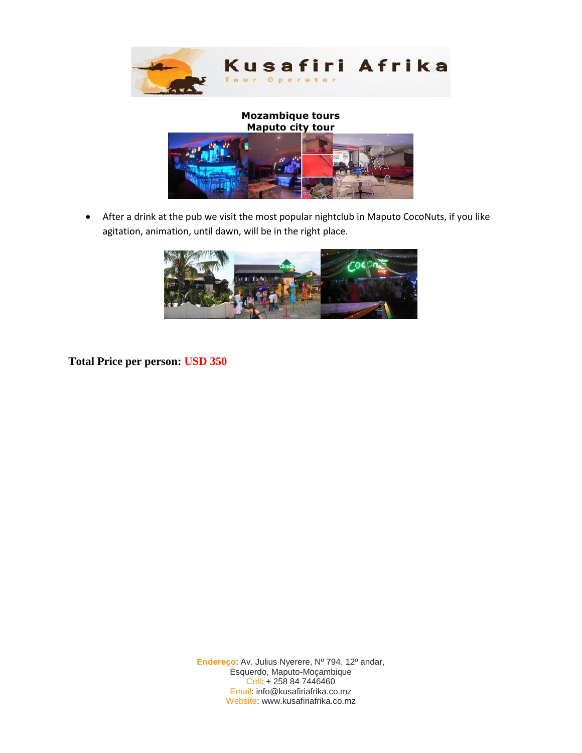**Mozambique tours**
**Maputo city tour**

- After a drink at the pub we visit the most popular nightclub in Maputo CocoNuts, if you like agitation, animation, until dawn, will be in the right place.

**Total Price per person: USD 350**

**Endereço**: Av. Julius Nyerere, Nº 794, 12º andar, Esquerdo, Maputo-Moçambique
Cell: + 258 84 7446460
Email: info@kusafiriafrika.co.mz
Website: www.kusafiriafrika.co.mz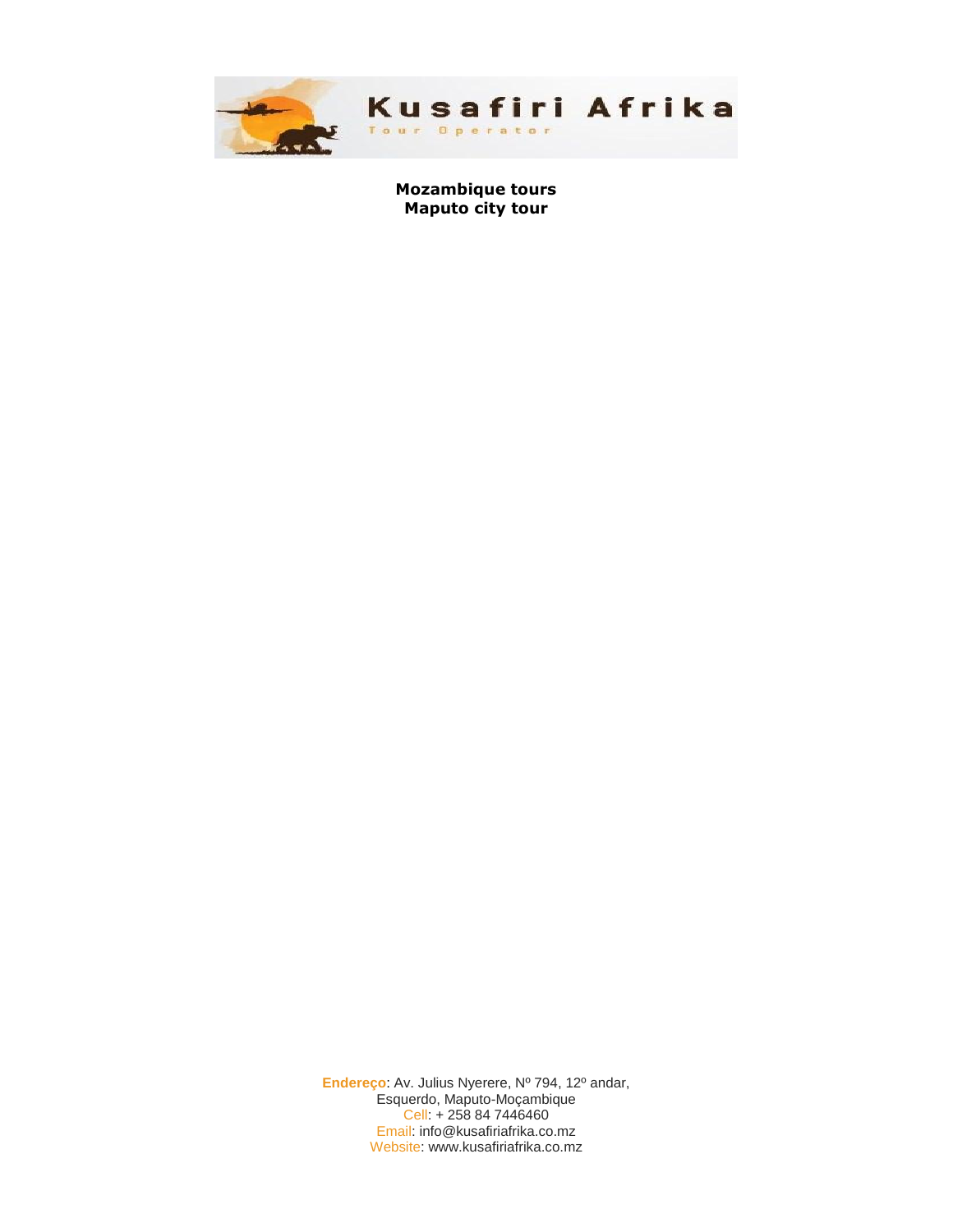**Mozambique tours**
**Maputo city tour**

**Endereço**: Av. Julius Nyerere, Nº 794, 12º andar, Esquerdo, Maputo-Moçambique
Cell: + 258 84 7446460
Email: info@kusafiriafrika.co.mz
Website: www.kusafiriafrika.co.mz